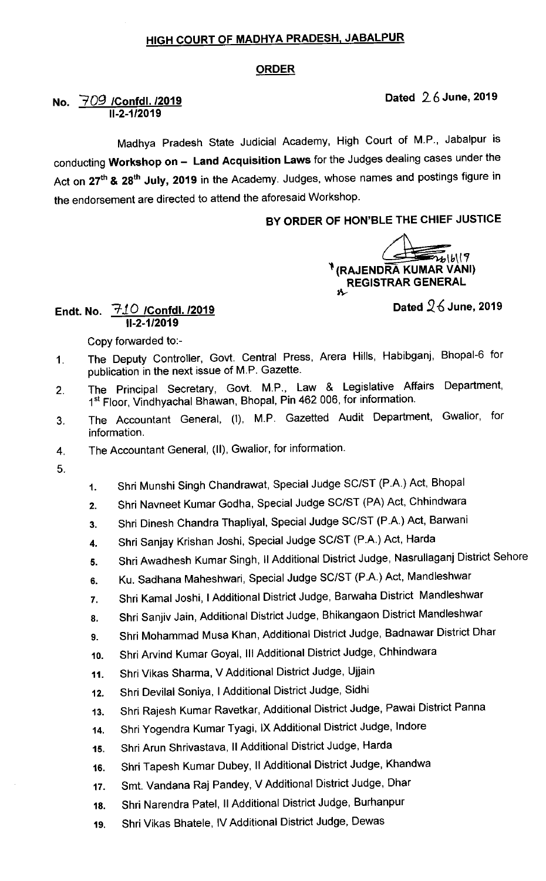# HIGH COURT OF MADHYA PRADESH, JABALPUR

## ORDER

**No. 709 /Confdl. /2019** **Dated 26 June, 2019**
**II-2-1/2019**

Madhya Pradesh State Judicial Academy, High Court of M.P., Jabalpur is conducting **Workshop on – Land Acquisition Laws** for the Judges dealing cases under the Act on **27th & 28th July, 2019** in the Academy. Judges, whose names and postings figure in the endorsement are directed to attend the aforesaid Workshop.

**BY ORDER OF HON'BLE THE CHIEF JUSTICE**

26/6/19
**(RAJENDRA KUMAR VANI)**
**REGISTRAR GENERAL**

**Endt. No. 710 /Confdl. /2019** **Dated 26 June, 2019**
**II-2-1/2019**

Copy forwarded to:-

1. The Deputy Controller, Govt. Central Press, Arera Hills, Habibganj, Bhopal-6 for publication in the next issue of M.P. Gazette.
2. The Principal Secretary, Govt. M.P., Law & Legislative Affairs Department, 1st Floor, Vindhyachal Bhawan, Bhopal, Pin 462 006, for information.
3. The Accountant General, (I), M.P. Gazetted Audit Department, Gwalior, for information.
4. The Accountant General, (II), Gwalior, for information.
5.
    1. Shri Munshi Singh Chandrawat, Special Judge SC/ST (P.A.) Act, Bhopal
    2. Shri Navneet Kumar Godha, Special Judge SC/ST (PA) Act, Chhindwara
    3. Shri Dinesh Chandra Thapliyal, Special Judge SC/ST (P.A.) Act, Barwani
    4. Shri Sanjay Krishan Joshi, Special Judge SC/ST (P.A.) Act, Harda
    5. Shri Awadhesh Kumar Singh, II Additional District Judge, Nasrullaganj District Sehore
    6. Ku. Sadhana Maheshwari, Special Judge SC/ST (P.A.) Act, Mandleshwar
    7. Shri Kamal Joshi, I Additional District Judge, Barwaha District Mandleshwar
    8. Shri Sanjiv Jain, Additional District Judge, Bhikangaon District Mandleshwar
    9. Shri Mohammad Musa Khan, Additional District Judge, Badnawar District Dhar
    10. Shri Arvind Kumar Goyal, III Additional District Judge, Chhindwara
    11. Shri Vikas Sharma, V Additional District Judge, Ujjain
    12. Shri Devilal Soniya, I Additional District Judge, Sidhi
    13. Shri Rajesh Kumar Ravetkar, Additional District Judge, Pawai District Panna
    14. Shri Yogendra Kumar Tyagi, IX Additional District Judge, Indore
    15. Shri Arun Shrivastava, II Additional District Judge, Harda
    16. Shri Tapesh Kumar Dubey, II Additional District Judge, Khandwa
    17. Smt. Vandana Raj Pandey, V Additional District Judge, Dhar
    18. Shri Narendra Patel, II Additional District Judge, Burhanpur
    19. Shri Vikas Bhatele, IV Additional District Judge, Dewas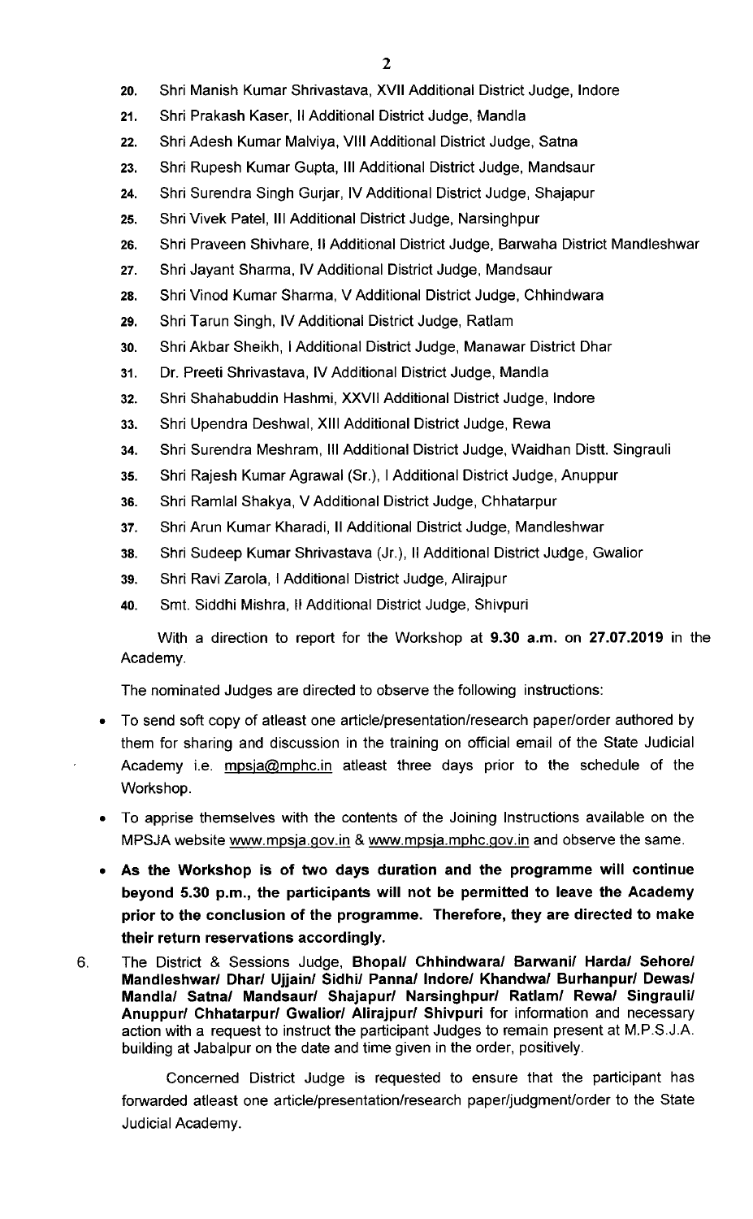20. Shri Manish Kumar Shrivastava, XVII Additional District Judge, Indore
21. Shri Prakash Kaser, II Additional District Judge, Mandla
22. Shri Adesh Kumar Malviya, VIII Additional District Judge, Satna
23. Shri Rupesh Kumar Gupta, III Additional District Judge, Mandsaur
24. Shri Surendra Singh Gurjar, IV Additional District Judge, Shajapur
25. Shri Vivek Patel, III Additional District Judge, Narsinghpur
26. Shri Praveen Shivhare, II Additional District Judge, Barwaha District Mandleshwar
27. Shri Jayant Sharma, IV Additional District Judge, Mandsaur
28. Shri Vinod Kumar Sharma, V Additional District Judge, Chhindwara
29. Shri Tarun Singh, IV Additional District Judge, Ratlam
30. Shri Akbar Sheikh, I Additional District Judge, Manawar District Dhar
31. Dr. Preeti Shrivastava, IV Additional District Judge, Mandla
32. Shri Shahabuddin Hashmi, XXVII Additional District Judge, Indore
33. Shri Upendra Deshwal, XIII Additional District Judge, Rewa
34. Shri Surendra Meshram, III Additional District Judge, Waidhan Distt. Singrauli
35. Shri Rajesh Kumar Agrawal (Sr.), I Additional District Judge, Anuppur
36. Shri Ramlal Shakya, V Additional District Judge, Chhatarpur
37. Shri Arun Kumar Kharadi, II Additional District Judge, Mandleshwar
38. Shri Sudeep Kumar Shrivastava (Jr.), II Additional District Judge, Gwalior
39. Shri Ravi Zarola, I Additional District Judge, Alirajpur
40. Smt. Siddhi Mishra, II Additional District Judge, Shivpuri

With a direction to report for the Workshop at **9.30 a.m.** on **27.07.2019** in the Academy.

The nominated Judges are directed to observe the following instructions:

- To send soft copy of atleast one article/presentation/research paper/order authored by them for sharing and discussion in the training on official email of the State Judicial Academy i.e. mpsja@mphc.in atleast three days prior to the schedule of the Workshop.
- To apprise themselves with the contents of the Joining Instructions available on the MPSJA website www.mpsja.gov.in & www.mpsja.mphc.gov.in and observe the same.
- **As the Workshop is of two days duration and the programme will continue beyond 5.30 p.m., the participants will not be permitted to leave the Academy prior to the conclusion of the programme. Therefore, they are directed to make their return reservations accordingly.**

6. The District & Sessions Judge, **Bhopal/ Chhindwara/ Barwani/ Harda/ Sehore/ Mandleshwar/ Dhar/ Ujjain/ Sidhi/ Panna/ Indore/ Khandwa/ Burhanpur/ Dewas/ Mandla/ Satna/ Mandsaur/ Shajapur/ Narsinghpur/ Ratlam/ Rewa/ Singrauli/ Anuppur/ Chhatarpur/ Gwalior/ Alirajpur/ Shivpuri** for information and necessary action with a request to instruct the participant Judges to remain present at M.P.S.J.A. building at Jabalpur on the date and time given in the order, positively.

   Concerned District Judge is requested to ensure that the participant has forwarded atleast one article/presentation/research paper/judgment/order to the State Judicial Academy.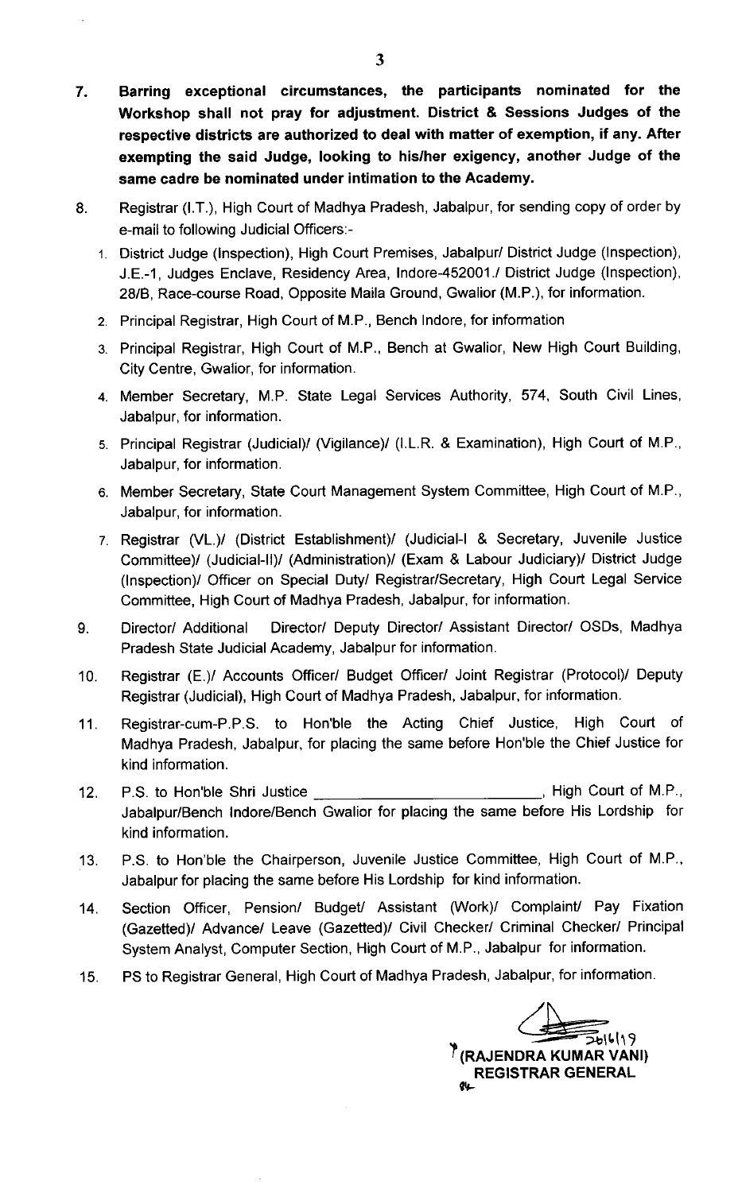7. **Barring exceptional circumstances, the participants nominated for the Workshop shall not pray for adjustment. District & Sessions Judges of the respective districts are authorized to deal with matter of exemption, if any. After exempting the said Judge, looking to his/her exigency, another Judge of the same cadre be nominated under intimation to the Academy.**

8. Registrar (I.T.), High Court of Madhya Pradesh, Jabalpur, for sending copy of order by e-mail to following Judicial Officers:-
   1. District Judge (Inspection), High Court Premises, Jabalpur/ District Judge (Inspection), J.E.-1, Judges Enclave, Residency Area, Indore-452001./ District Judge (Inspection), 28/B, Race-course Road, Opposite Maila Ground, Gwalior (M.P.), for information.
   2. Principal Registrar, High Court of M.P., Bench Indore, for information
   3. Principal Registrar, High Court of M.P., Bench at Gwalior, New High Court Building, City Centre, Gwalior, for information.
   4. Member Secretary, M.P. State Legal Services Authority, 574, South Civil Lines, Jabalpur, for information.
   5. Principal Registrar (Judicial)/ (Vigilance)/ (I.L.R. & Examination), High Court of M.P., Jabalpur, for information.
   6. Member Secretary, State Court Management System Committee, High Court of M.P., Jabalpur, for information.
   7. Registrar (VL.)/ (District Establishment)/ (Judicial-I & Secretary, Juvenile Justice Committee)/ (Judicial-II)/ (Administration)/ (Exam & Labour Judiciary)/ District Judge (Inspection)/ Officer on Special Duty/ Registrar/Secretary, High Court Legal Service Committee, High Court of Madhya Pradesh, Jabalpur, for information.

9. Director/ Additional Director/ Deputy Director/ Assistant Director/ OSDs, Madhya Pradesh State Judicial Academy, Jabalpur for information.

10. Registrar (E.)/ Accounts Officer/ Budget Officer/ Joint Registrar (Protocol)/ Deputy Registrar (Judicial), High Court of Madhya Pradesh, Jabalpur, for information.

11. Registrar-cum-P.P.S. to Hon'ble the Acting Chief Justice, High Court of Madhya Pradesh, Jabalpur, for placing the same before Hon'ble the Chief Justice for kind information.

12. P.S. to Hon'ble Shri Justice ____________________, High Court of M.P., Jabalpur/Bench Indore/Bench Gwalior for placing the same before His Lordship for kind information.

13. P.S. to Hon'ble the Chairperson, Juvenile Justice Committee, High Court of M.P., Jabalpur for placing the same before His Lordship for kind information.

14. Section Officer, Pension/ Budget/ Assistant (Work)/ Complaint/ Pay Fixation (Gazetted)/ Advance/ Leave (Gazetted)/ Civil Checker/ Criminal Checker/ Principal System Analyst, Computer Section, High Court of M.P., Jabalpur for information.

15. PS to Registrar General, High Court of Madhya Pradesh, Jabalpur, for information.

20/6/19

**(RAJENDRA KUMAR VANI)**
**REGISTRAR GENERAL**